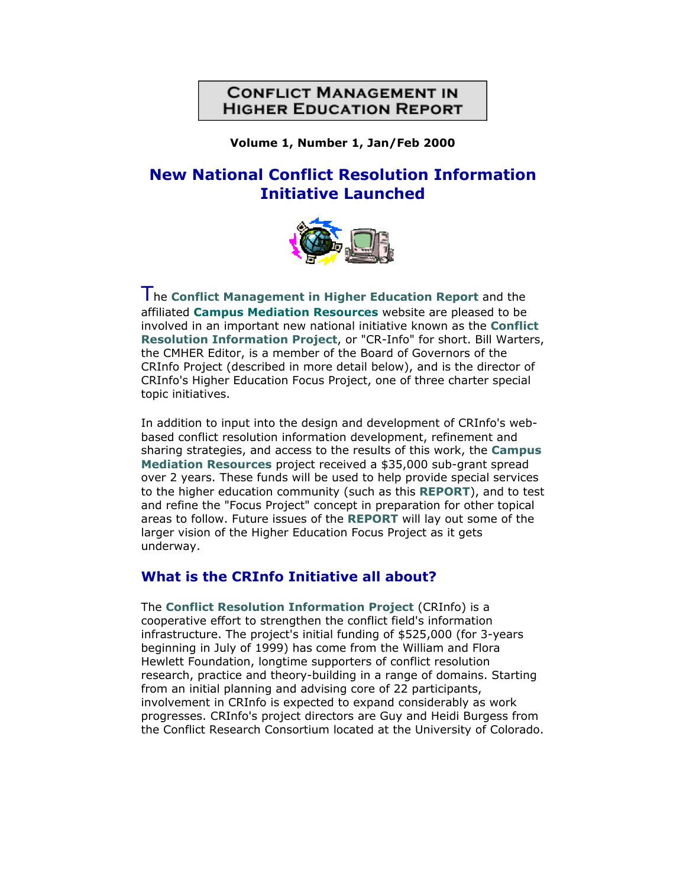# CONFLICT MANAGEMENT IN HIGHER EDUCATION REPORT

**Volume 1, Number 1, Jan/Feb 2000**

## New National Conflict Resolution Information Initiative Launched

The **Conflict Management in Higher Education Report** and the affiliated **Campus Mediation Resources** website are pleased to be involved in an important new national initiative known as the **Conflict Resolution Information Project**, or "CR-Info" for short. Bill Warters, the CMHER Editor, is a member of the Board of Governors of the CRInfo Project (described in more detail below), and is the director of CRInfo's Higher Education Focus Project, one of three charter special topic initiatives.

In addition to input into the design and development of CRInfo's web-based conflict resolution information development, refinement and sharing strategies, and access to the results of this work, the **Campus Mediation Resources** project received a $35,000 sub-grant spread over 2 years. These funds will be used to help provide special services to the higher education community (such as this **REPORT**), and to test and refine the "Focus Project" concept in preparation for other topical areas to follow. Future issues of the **REPORT** will lay out some of the larger vision of the Higher Education Focus Project as it gets underway.

### What is the CRInfo Initiative all about?

The **Conflict Resolution Information Project** (CRInfo) is a cooperative effort to strengthen the conflict field's information infrastructure. The project's initial funding of $525,000 (for 3-years beginning in July of 1999) has come from the William and Flora Hewlett Foundation, longtime supporters of conflict resolution research, practice and theory-building in a range of domains. Starting from an initial planning and advising core of 22 participants, involvement in CRInfo is expected to expand considerably as work progresses. CRInfo's project directors are Guy and Heidi Burgess from the Conflict Research Consortium located at the University of Colorado.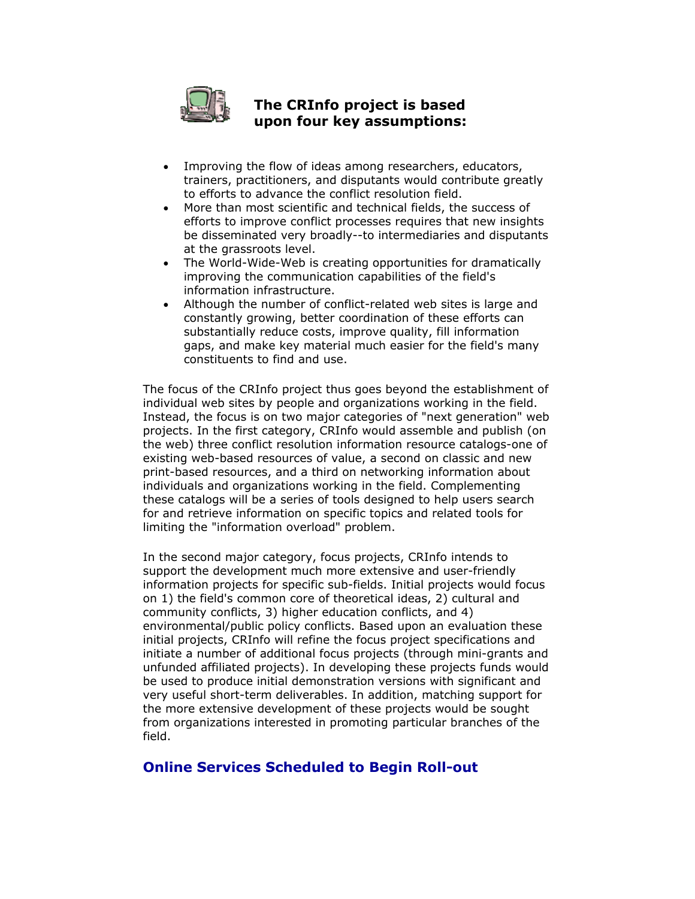### The CRInfo project is based upon four key assumptions:

- Improving the flow of ideas among researchers, educators, trainers, practitioners, and disputants would contribute greatly to efforts to advance the conflict resolution field.
- More than most scientific and technical fields, the success of efforts to improve conflict processes requires that new insights be disseminated very broadly--to intermediaries and disputants at the grassroots level.
- The World-Wide-Web is creating opportunities for dramatically improving the communication capabilities of the field's information infrastructure.
- Although the number of conflict-related web sites is large and constantly growing, better coordination of these efforts can substantially reduce costs, improve quality, fill information gaps, and make key material much easier for the field's many constituents to find and use.

The focus of the CRInfo project thus goes beyond the establishment of individual web sites by people and organizations working in the field. Instead, the focus is on two major categories of "next generation" web projects. In the first category, CRInfo would assemble and publish (on the web) three conflict resolution information resource catalogs-one of existing web-based resources of value, a second on classic and new print-based resources, and a third on networking information about individuals and organizations working in the field. Complementing these catalogs will be a series of tools designed to help users search for and retrieve information on specific topics and related tools for limiting the "information overload" problem.

In the second major category, focus projects, CRInfo intends to support the development much more extensive and user-friendly information projects for specific sub-fields. Initial projects would focus on 1) the field's common core of theoretical ideas, 2) cultural and community conflicts, 3) higher education conflicts, and 4) environmental/public policy conflicts. Based upon an evaluation these initial projects, CRInfo will refine the focus project specifications and initiate a number of additional focus projects (through mini-grants and unfunded affiliated projects). In developing these projects funds would be used to produce initial demonstration versions with significant and very useful short-term deliverables. In addition, matching support for the more extensive development of these projects would be sought from organizations interested in promoting particular branches of the field.

## Online Services Scheduled to Begin Roll-out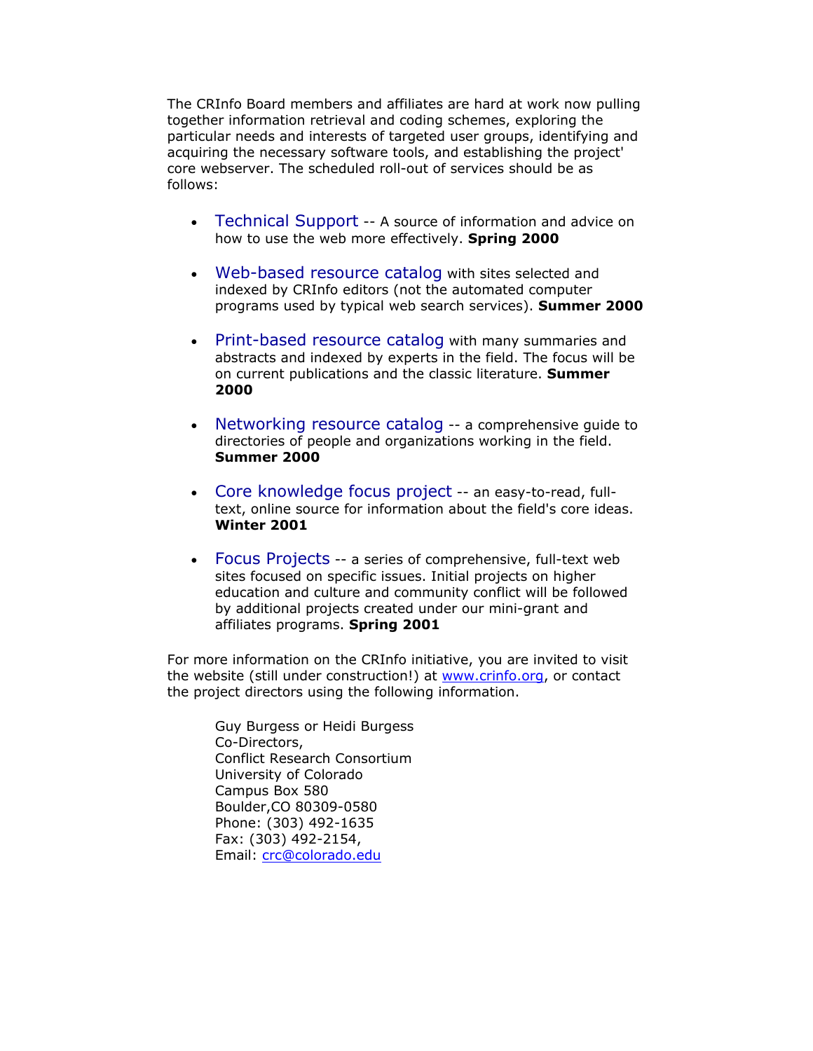The CRInfo Board members and affiliates are hard at work now pulling together information retrieval and coding schemes, exploring the particular needs and interests of targeted user groups, identifying and acquiring the necessary software tools, and establishing the project' core webserver. The scheduled roll-out of services should be as follows:

- Technical Support -- A source of information and advice on how to use the web more effectively. **Spring 2000**
- Web-based resource catalog with sites selected and indexed by CRInfo editors (not the automated computer programs used by typical web search services). **Summer 2000**
- Print-based resource catalog with many summaries and abstracts and indexed by experts in the field. The focus will be on current publications and the classic literature. **Summer 2000**
- Networking resource catalog -- a comprehensive guide to directories of people and organizations working in the field. **Summer 2000**
- Core knowledge focus project -- an easy-to-read, full-text, online source for information about the field's core ideas. **Winter 2001**
- Focus Projects -- a series of comprehensive, full-text web sites focused on specific issues. Initial projects on higher education and culture and community conflict will be followed by additional projects created under our mini-grant and affiliates programs. **Spring 2001**

For more information on the CRInfo initiative, you are invited to visit the website (still under construction!) at www.crinfo.org, or contact the project directors using the following information.

Guy Burgess or Heidi Burgess
Co-Directors,
Conflict Research Consortium
University of Colorado
Campus Box 580
Boulder,CO 80309-0580
Phone: (303) 492-1635
Fax: (303) 492-2154,
Email: crc@colorado.edu